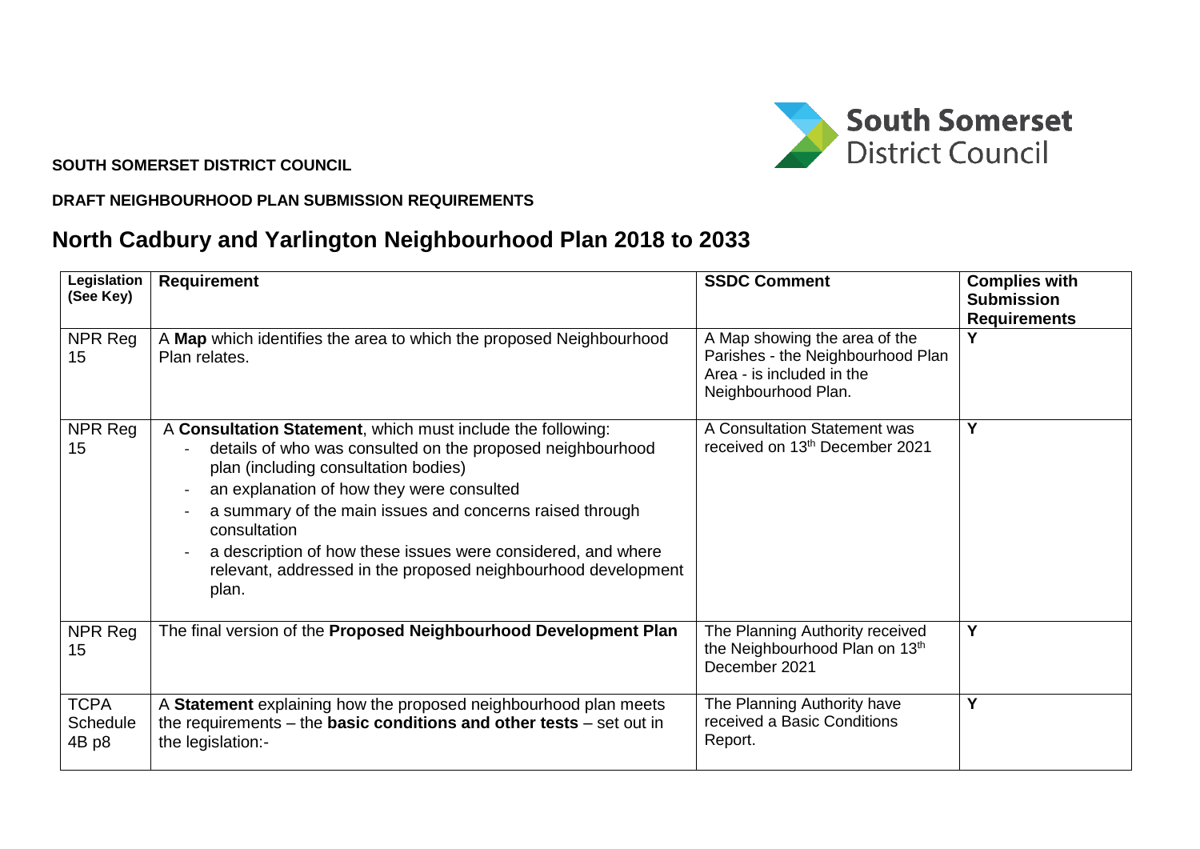**SOUTH SOMERSET DISTRICT COUNCIL**

**DRAFT NEIGHBOURHOOD PLAN SUBMISSION REQUIREMENTS**

# North Cadbury and Yarlington Neighbourhood Plan 2018 to 2033

| Legislation (See Key) | Requirement | SSDC Comment | Complies with Submission Requirements |
|---|---|---|---|
| NPR Reg 15 | A **Map** which identifies the area to which the proposed Neighbourhood Plan relates. | A Map showing the area of the Parishes - the Neighbourhood Plan Area - is included in the Neighbourhood Plan. | Y |
| NPR Reg 15 | A **Consultation Statement**, which must include the following:<br>- details of who was consulted on the proposed neighbourhood plan (including consultation bodies)<br>- an explanation of how they were consulted<br>- a summary of the main issues and concerns raised through consultation<br>- a description of how these issues were considered, and where relevant, addressed in the proposed neighbourhood development plan. | A Consultation Statement was received on 13th December 2021 | Y |
| NPR Reg 15 | The final version of the **Proposed Neighbourhood Development Plan** | The Planning Authority received the Neighbourhood Plan on 13th December 2021 | Y |
| TCPA Schedule 4B p8 | A **Statement** explaining how the proposed neighbourhood plan meets the requirements – the **basic conditions and other tests** – set out in the legislation:- | The Planning Authority have received a Basic Conditions Report. | Y |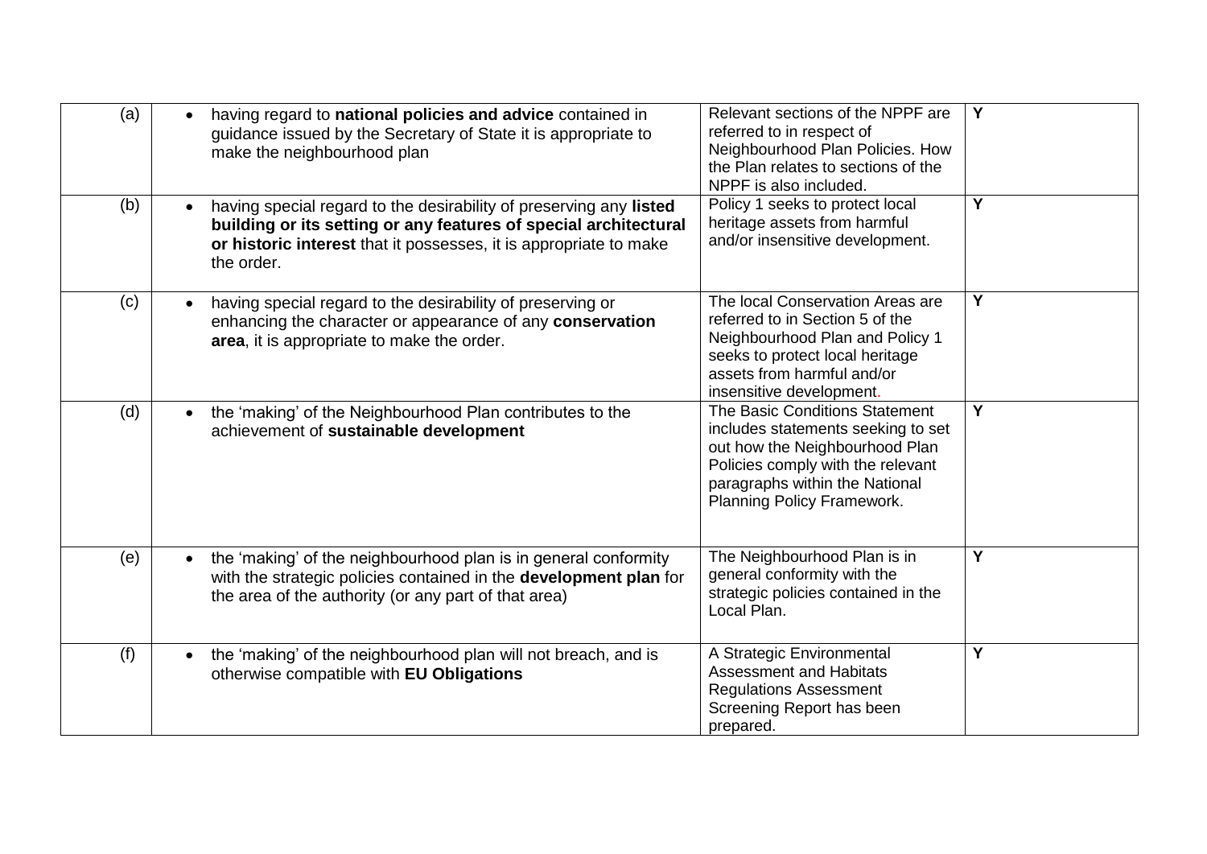| | | | |
|---|---|---|---|
| (a) | • having regard to **national policies and advice** contained in guidance issued by the Secretary of State it is appropriate to make the neighbourhood plan | Relevant sections of the NPPF are referred to in respect of Neighbourhood Plan Policies. How the Plan relates to sections of the NPPF is also included. | **Y** |
| (b) | • having special regard to the desirability of preserving any **listed building or its setting or any features of special architectural or historic interest** that it possesses, it is appropriate to make the order. | Policy 1 seeks to protect local heritage assets from harmful and/or insensitive development. | **Y** |
| (c) | • having special regard to the desirability of preserving or enhancing the character or appearance of any **conservation area**, it is appropriate to make the order. | The local Conservation Areas are referred to in Section 5 of the Neighbourhood Plan and Policy 1 seeks to protect local heritage assets from harmful and/or insensitive development. | **Y** |
| (d) | • the 'making' of the Neighbourhood Plan contributes to the achievement of **sustainable development** | The Basic Conditions Statement includes statements seeking to set out how the Neighbourhood Plan Policies comply with the relevant paragraphs within the National Planning Policy Framework. | **Y** |
| (e) | • the 'making' of the neighbourhood plan is in general conformity with the strategic policies contained in the **development plan** for the area of the authority (or any part of that area) | The Neighbourhood Plan is in general conformity with the strategic policies contained in the Local Plan. | **Y** |
| (f) | • the 'making' of the neighbourhood plan will not breach, and is otherwise compatible with **EU Obligations** | A Strategic Environmental Assessment and Habitats Regulations Assessment Screening Report has been prepared. | **Y** |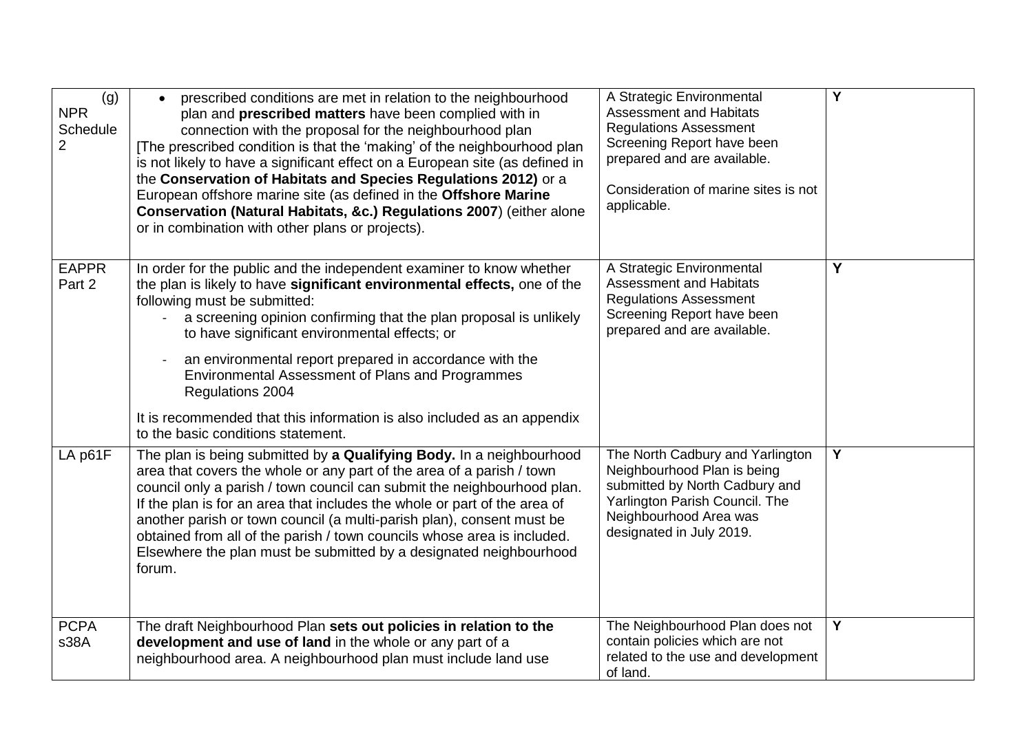| | | | |
|---|---|---|---|
| (g) NPR Schedule 2 | • prescribed conditions are met in relation to the neighbourhood plan and **prescribed matters** have been complied with in connection with the proposal for the neighbourhood plan<br>[The prescribed condition is that the 'making' of the neighbourhood plan is not likely to have a significant effect on a European site (as defined in the **Conservation of Habitats and Species Regulations 2012)** or a European offshore marine site (as defined in the **Offshore Marine Conservation (Natural Habitats, &c.) Regulations 2007**) (either alone or in combination with other plans or projects). | A Strategic Environmental Assessment and Habitats Regulations Assessment Screening Report have been prepared and are available.<br><br>Consideration of marine sites is not applicable. | **Y** |
| EAPPR Part 2 | In order for the public and the independent examiner to know whether the plan is likely to have **significant environmental effects,** one of the following must be submitted:<br>- a screening opinion confirming that the plan proposal is unlikely to have significant environmental effects; or<br>- an environmental report prepared in accordance with the Environmental Assessment of Plans and Programmes Regulations 2004<br><br>It is recommended that this information is also included as an appendix to the basic conditions statement. | A Strategic Environmental Assessment and Habitats Regulations Assessment Screening Report have been prepared and are available. | **Y** |
| LA p61F | The plan is being submitted by **a Qualifying Body.** In a neighbourhood area that covers the whole or any part of the area of a parish / town council only a parish / town council can submit the neighbourhood plan. If the plan is for an area that includes the whole or part of the area of another parish or town council (a multi-parish plan), consent must be obtained from all of the parish / town councils whose area is included. Elsewhere the plan must be submitted by a designated neighbourhood forum. | The North Cadbury and Yarlington Neighbourhood Plan is being submitted by North Cadbury and Yarlington Parish Council. The Neighbourhood Area was designated in July 2019. | **Y** |
| PCPA s38A | The draft Neighbourhood Plan **sets out policies in relation to the development and use of land** in the whole or any part of a neighbourhood area. A neighbourhood plan must include land use | The Neighbourhood Plan does not contain policies which are not related to the use and development of land. | **Y** |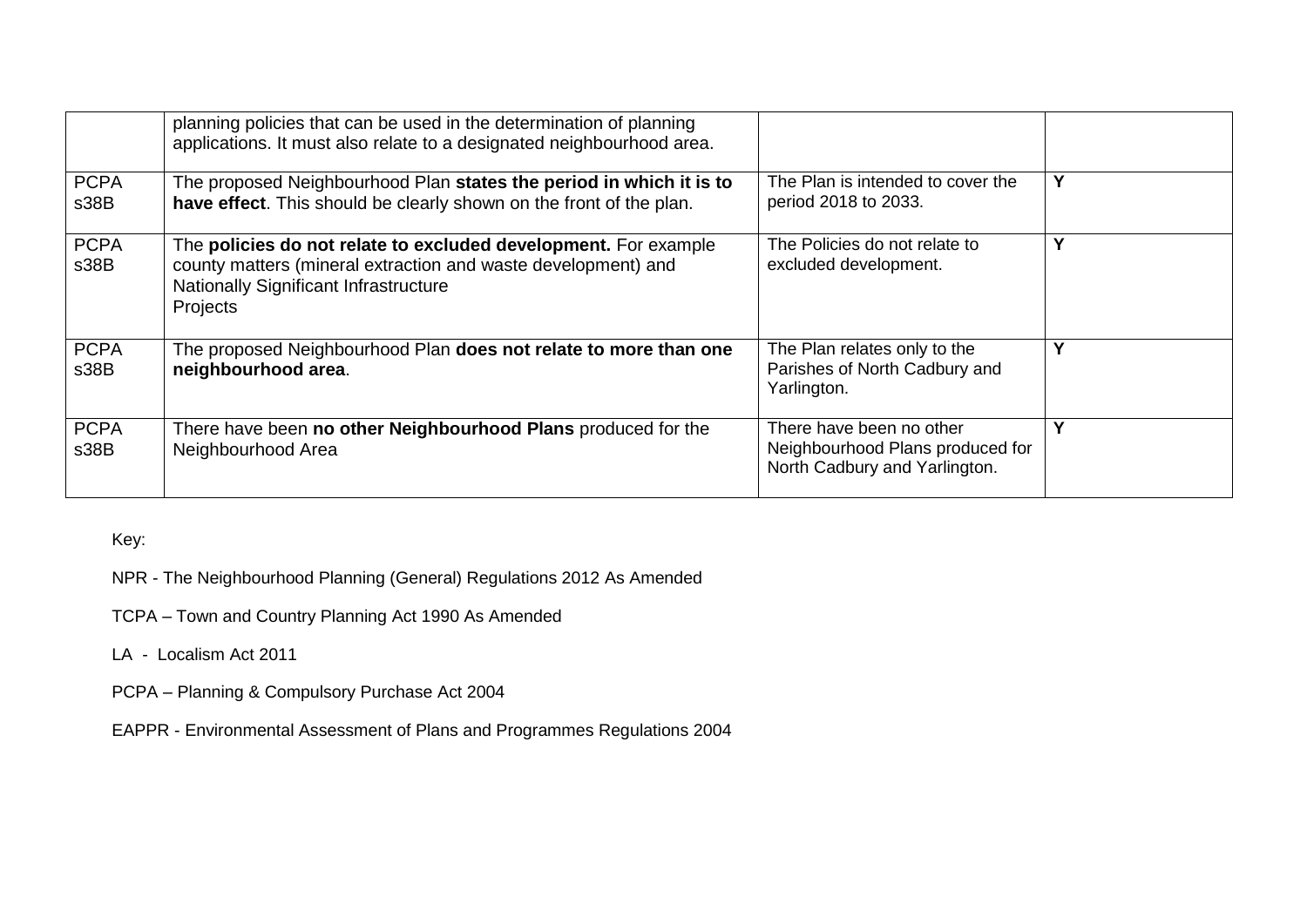| | | | |
|---|---|---|---|
| | planning policies that can be used in the determination of planning applications. It must also relate to a designated neighbourhood area. | | |
| PCPA s38B | The proposed Neighbourhood Plan **states the period in which it is to have effect**. This should be clearly shown on the front of the plan. | The Plan is intended to cover the period 2018 to 2033. | Y |
| PCPA s38B | The **policies do not relate to excluded development.** For example county matters (mineral extraction and waste development) and Nationally Significant Infrastructure Projects | The Policies do not relate to excluded development. | Y |
| PCPA s38B | The proposed Neighbourhood Plan **does not relate to more than one neighbourhood area**. | The Plan relates only to the Parishes of North Cadbury and Yarlington. | Y |
| PCPA s38B | There have been **no other Neighbourhood Plans** produced for the Neighbourhood Area | There have been no other Neighbourhood Plans produced for North Cadbury and Yarlington. | Y |

Key:

NPR - The Neighbourhood Planning (General) Regulations 2012 As Amended

TCPA – Town and Country Planning Act 1990 As Amended

LA - Localism Act 2011

PCPA – Planning & Compulsory Purchase Act 2004

EAPPR - Environmental Assessment of Plans and Programmes Regulations 2004